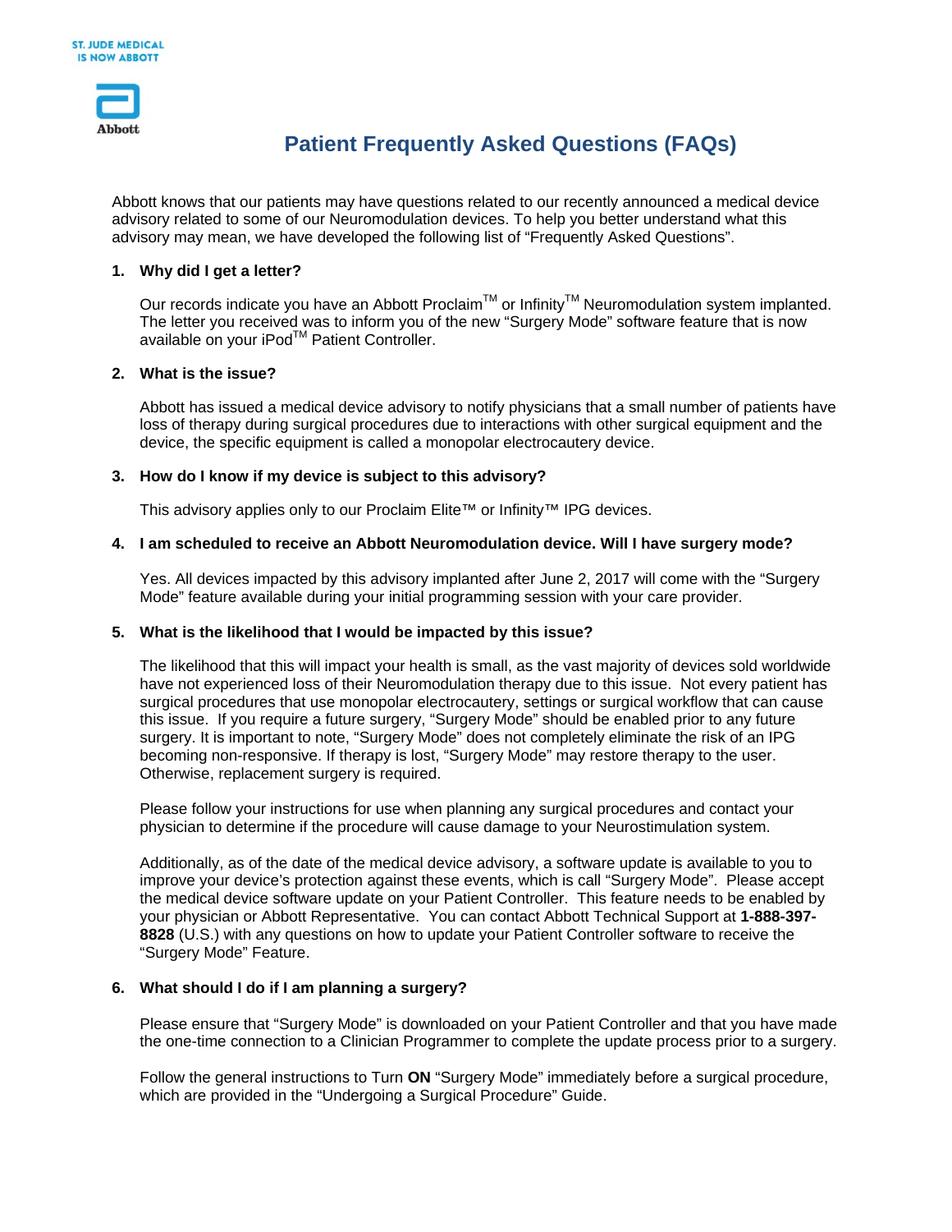ST. JUDE MEDICAL IS NOW ABBOTT

Abbott

# Patient Frequently Asked Questions (FAQs)

Abbott knows that our patients may have questions related to our recently announced a medical device advisory related to some of our Neuromodulation devices. To help you better understand what this advisory may mean, we have developed the following list of "Frequently Asked Questions".

**1. Why did I get a letter?**

Our records indicate you have an Abbott Proclaim™ or Infinity™ Neuromodulation system implanted. The letter you received was to inform you of the new "Surgery Mode" software feature that is now available on your iPod™ Patient Controller.

**2. What is the issue?**

Abbott has issued a medical device advisory to notify physicians that a small number of patients have loss of therapy during surgical procedures due to interactions with other surgical equipment and the device, the specific equipment is called a monopolar electrocautery device.

**3. How do I know if my device is subject to this advisory?**

This advisory applies only to our Proclaim Elite™ or Infinity™ IPG devices.

**4. I am scheduled to receive an Abbott Neuromodulation device. Will I have surgery mode?**

Yes. All devices impacted by this advisory implanted after June 2, 2017 will come with the "Surgery Mode" feature available during your initial programming session with your care provider.

**5. What is the likelihood that I would be impacted by this issue?**

The likelihood that this will impact your health is small, as the vast majority of devices sold worldwide have not experienced loss of their Neuromodulation therapy due to this issue. Not every patient has surgical procedures that use monopolar electrocautery, settings or surgical workflow that can cause this issue. If you require a future surgery, "Surgery Mode" should be enabled prior to any future surgery. It is important to note, "Surgery Mode" does not completely eliminate the risk of an IPG becoming non-responsive. If therapy is lost, "Surgery Mode" may restore therapy to the user. Otherwise, replacement surgery is required.

Please follow your instructions for use when planning any surgical procedures and contact your physician to determine if the procedure will cause damage to your Neurostimulation system.

Additionally, as of the date of the medical device advisory, a software update is available to you to improve your device's protection against these events, which is call "Surgery Mode". Please accept the medical device software update on your Patient Controller. This feature needs to be enabled by your physician or Abbott Representative. You can contact Abbott Technical Support at **1-888-397-8828** (U.S.) with any questions on how to update your Patient Controller software to receive the "Surgery Mode" Feature.

**6. What should I do if I am planning a surgery?**

Please ensure that "Surgery Mode" is downloaded on your Patient Controller and that you have made the one-time connection to a Clinician Programmer to complete the update process prior to a surgery.

Follow the general instructions to Turn **ON** "Surgery Mode" immediately before a surgical procedure, which are provided in the "Undergoing a Surgical Procedure" Guide.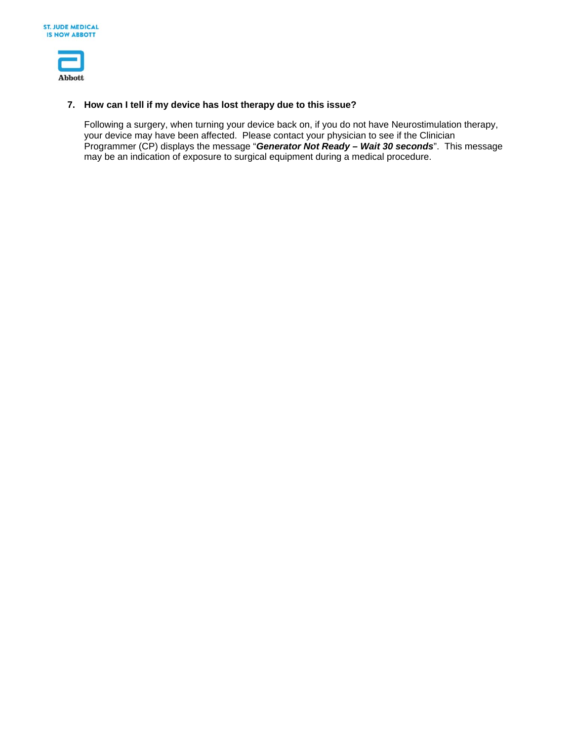7. **How can I tell if my device has lost therapy due to this issue?**

   Following a surgery, when turning your device back on, if you do not have Neurostimulation therapy, your device may have been affected. Please contact your physician to see if the Clinician Programmer (CP) displays the message “***Generator Not Ready – Wait 30 seconds***”. This message may be an indication of exposure to surgical equipment during a medical procedure.